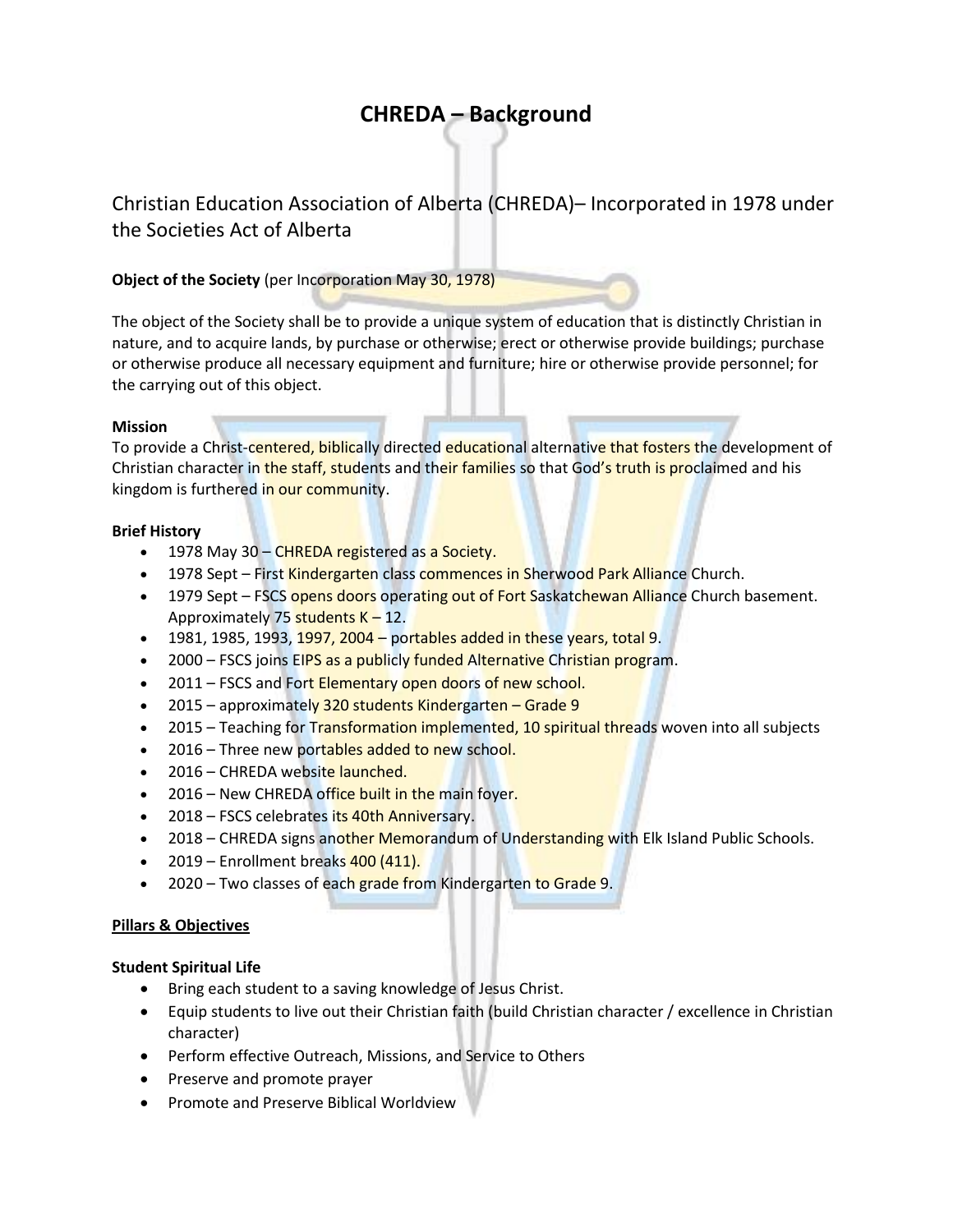# CHREDA – Background

## Christian Education Association of Alberta (CHREDA)– Incorporated in 1978 under the Societies Act of Alberta

**Object of the Society** (per Incorporation May 30, 1978)

The object of the Society shall be to provide a unique system of education that is distinctly Christian in nature, and to acquire lands, by purchase or otherwise; erect or otherwise provide buildings; purchase or otherwise produce all necessary equipment and furniture; hire or otherwise provide personnel; for the carrying out of this object.

**Mission**

To provide a Christ-centered, biblically directed educational alternative that fosters the development of Christian character in the staff, students and their families so that God's truth is proclaimed and his kingdom is furthered in our community.

**Brief History**

- 1978 May 30 – CHREDA registered as a Society.
- 1978 Sept – First Kindergarten class commences in Sherwood Park Alliance Church.
- 1979 Sept – FSCS opens doors operating out of Fort Saskatchewan Alliance Church basement. Approximately 75 students K – 12.
- 1981, 1985, 1993, 1997, 2004 – portables added in these years, total 9.
- 2000 – FSCS joins EIPS as a publicly funded Alternative Christian program.
- 2011 – FSCS and Fort Elementary open doors of new school.
- 2015 – approximately 320 students Kindergarten – Grade 9
- 2015 – Teaching for Transformation implemented, 10 spiritual threads woven into all subjects
- 2016 – Three new portables added to new school.
- 2016 – CHREDA website launched.
- 2016 – New CHREDA office built in the main foyer.
- 2018 – FSCS celebrates its 40th Anniversary.
- 2018 – CHREDA signs another Memorandum of Understanding with Elk Island Public Schools.
- 2019 – Enrollment breaks 400 (411).
- 2020 – Two classes of each grade from Kindergarten to Grade 9.

**<u>Pillars & Objectives</u>**

**Student Spiritual Life**

- Bring each student to a saving knowledge of Jesus Christ.
- Equip students to live out their Christian faith (build Christian character / excellence in Christian character)
- Perform effective Outreach, Missions, and Service to Others
- Preserve and promote prayer
- Promote and Preserve Biblical Worldview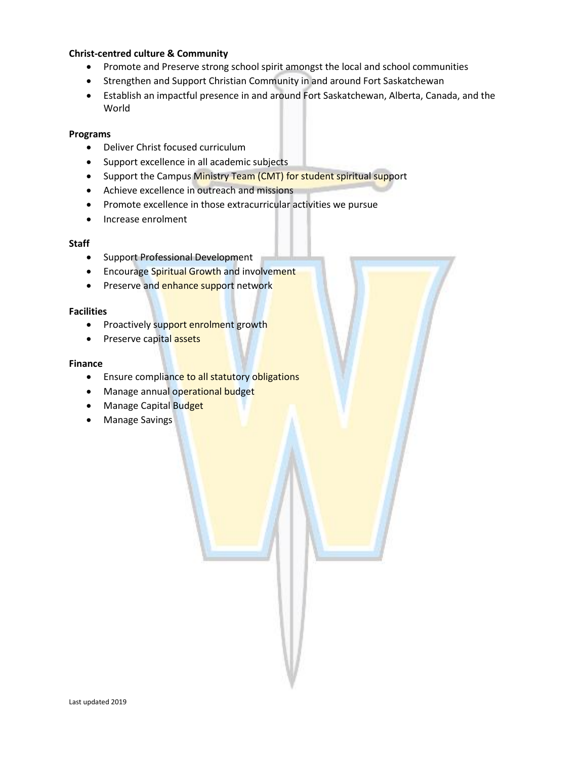**Christ-centred culture & Community**

- Promote and Preserve strong school spirit amongst the local and school communities
- Strengthen and Support Christian Community in and around Fort Saskatchewan
- Establish an impactful presence in and around Fort Saskatchewan, Alberta, Canada, and the World

**Programs**

- Deliver Christ focused curriculum
- Support excellence in all academic subjects
- Support the Campus Ministry Team (CMT) for student spiritual support
- Achieve excellence in outreach and missions
- Promote excellence in those extracurricular activities we pursue
- Increase enrolment

**Staff**

- Support Professional Development
- Encourage Spiritual Growth and involvement
- Preserve and enhance support network

**Facilities**

- Proactively support enrolment growth
- Preserve capital assets

**Finance**

- Ensure compliance to all statutory obligations
- Manage annual operational budget
- Manage Capital Budget
- Manage Savings

Last updated 2019